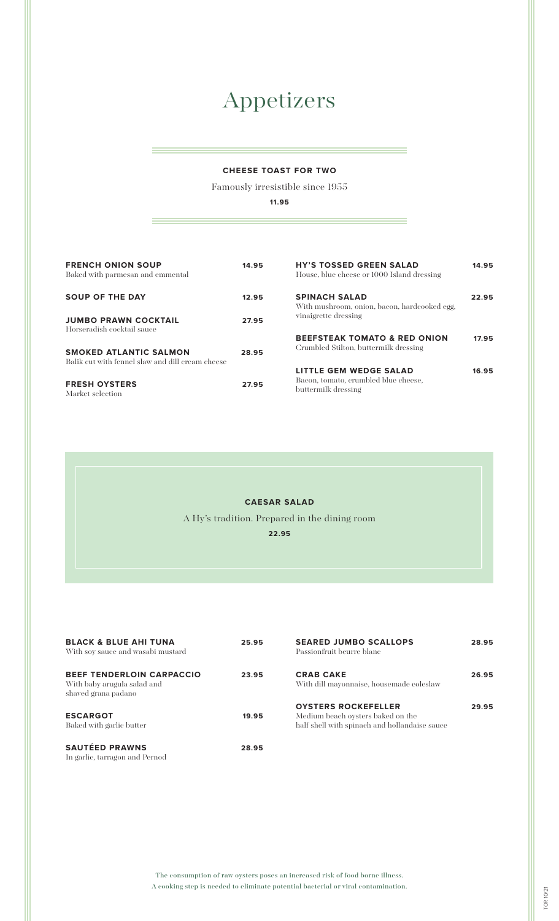# Appetizers

**CHEESE TOAST FOR TWO**

Famously irresistible since 1955

**11.95**

**FRENCH ONION SOUP** 14.95
Baked with parmesan and emmental

**SOUP OF THE DAY** 12.95

**JUMBO PRAWN COCKTAIL** 27.95
Horseradish cocktail sauce

**SMOKED ATLANTIC SALMON** 28.95
Balik cut with fennel slaw and dill cream cheese

**FRESH OYSTERS** 27.95
Market selection

**HY'S TOSSED GREEN SALAD** 14.95
House, blue cheese or 1000 Island dressing

**SPINACH SALAD** 22.95
With mushroom, onion, bacon, hardcooked egg, vinaigrette dressing

**BEEFSTEAK TOMATO & RED ONION** 17.95
Crumbled Stilton, buttermilk dressing

**LITTLE GEM WEDGE SALAD** 16.95
Bacon, tomato, crumbled blue cheese, buttermilk dressing

**CAESAR SALAD**

A Hy's tradition. Prepared in the dining room

**22.95**

**BLACK & BLUE AHI TUNA** 25.95
With soy sauce and wasabi mustard

**BEEF TENDERLOIN CARPACCIO** 23.95
With baby arugula salad and shaved grana padano

**ESCARGOT** 19.95
Baked with garlic butter

**SAUTÉED PRAWNS** 28.95
In garlic, tarragon and Pernod

**SEARED JUMBO SCALLOPS** 28.95
Passionfruit beurre blanc

**CRAB CAKE** 26.95
With dill mayonnaise, housemade coleslaw

**OYSTERS ROCKEFELLER** 29.95
Medium beach oysters baked on the half shell with spinach and hollandaise sauce

The consumption of raw oysters poses an increased risk of food borne illness.
A cooking step is needed to eliminate potential bacterial or viral contamination.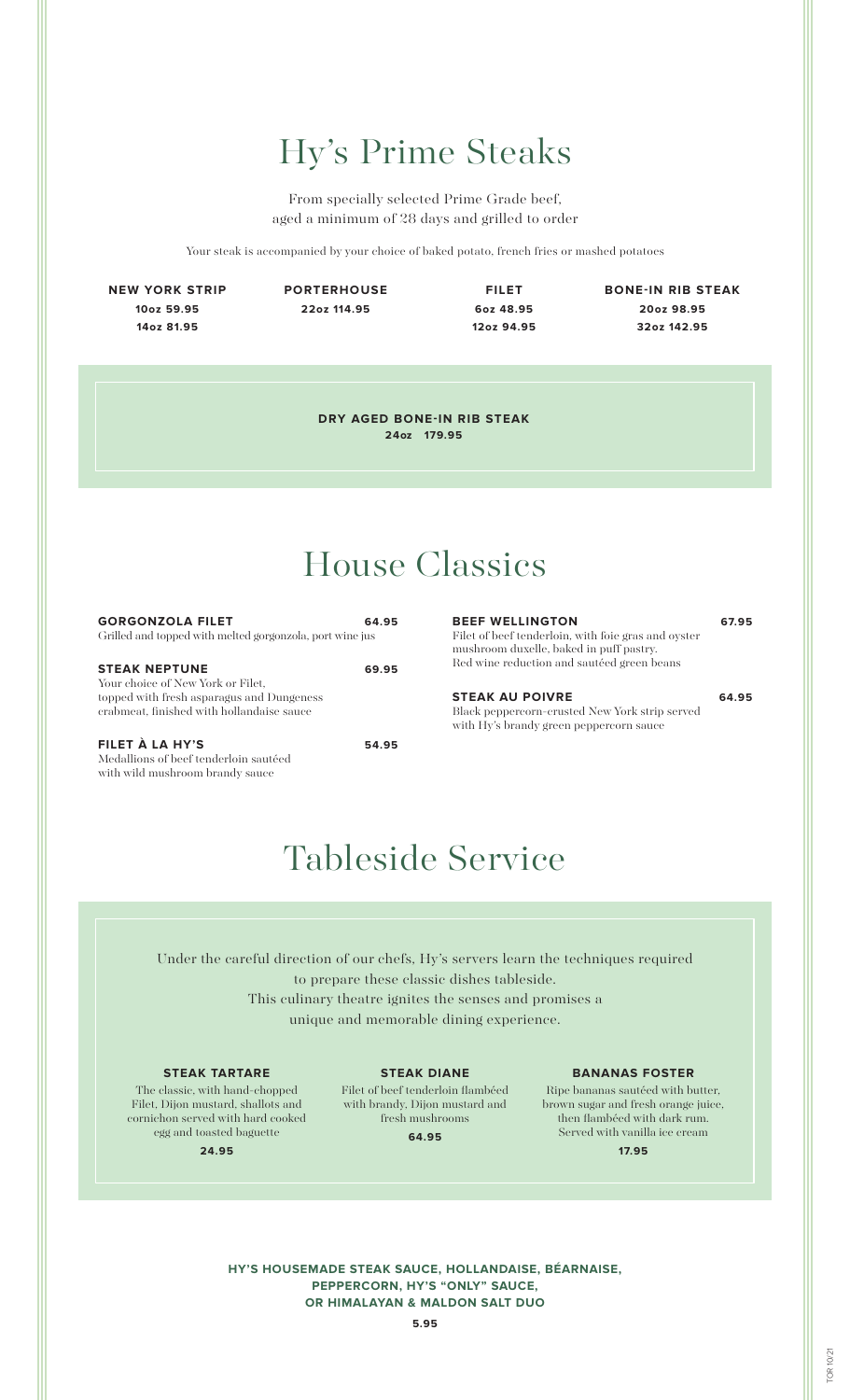# Hy's Prime Steaks

From specially selected Prime Grade beef,
aged a minimum of 28 days and grilled to order

Your steak is accompanied by your choice of baked potato, french fries or mashed potatoes

**NEW YORK STRIP**
**10oz 59.95**
**14oz 81.95**

**PORTERHOUSE**
**22oz 114.95**

**FILET**
**6oz 48.95**
**12oz 94.95**

**BONE-IN RIB STEAK**
**20oz 98.95**
**32oz 142.95**

**DRY AGED BONE-IN RIB STEAK**
**24oz 179.95**

# House Classics

**GORGONZOLA FILET** **64.95**
Grilled and topped with melted gorgonzola, port wine jus

**STEAK NEPTUNE** **69.95**
Your choice of New York or Filet, topped with fresh asparagus and Dungeness crabmeat, finished with hollandaise sauce

**FILET À LA HY'S** **54.95**
Medallions of beef tenderloin sautéed with wild mushroom brandy sauce

**BEEF WELLINGTON** **67.95**
Filet of beef tenderloin, with foie gras and oyster mushroom duxelle, baked in puff pastry. Red wine reduction and sautéed green beans

**STEAK AU POIVRE** **64.95**
Black peppercorn-crusted New York strip served with Hy's brandy green peppercorn sauce

# Tableside Service

Under the careful direction of our chefs, Hy's servers learn the techniques required to prepare these classic dishes tableside.
This culinary theatre ignites the senses and promises a unique and memorable dining experience.

**STEAK TARTARE**
The classic, with hand-chopped Filet, Dijon mustard, shallots and cornichon served with hard cooked egg and toasted baguette
**24.95**

**STEAK DIANE**
Filet of beef tenderloin flambéed with brandy, Dijon mustard and fresh mushrooms
**64.95**

**BANANAS FOSTER**
Ripe bananas sautéed with butter, brown sugar and fresh orange juice, then flambéed with dark rum. Served with vanilla ice cream
**17.95**

**HY'S HOUSEMADE STEAK SAUCE, HOLLANDAISE, BÉARNAISE,**
**PEPPERCORN, HY'S "ONLY" SAUCE,**
**OR HIMALAYAN & MALDON SALT DUO**

**5.95**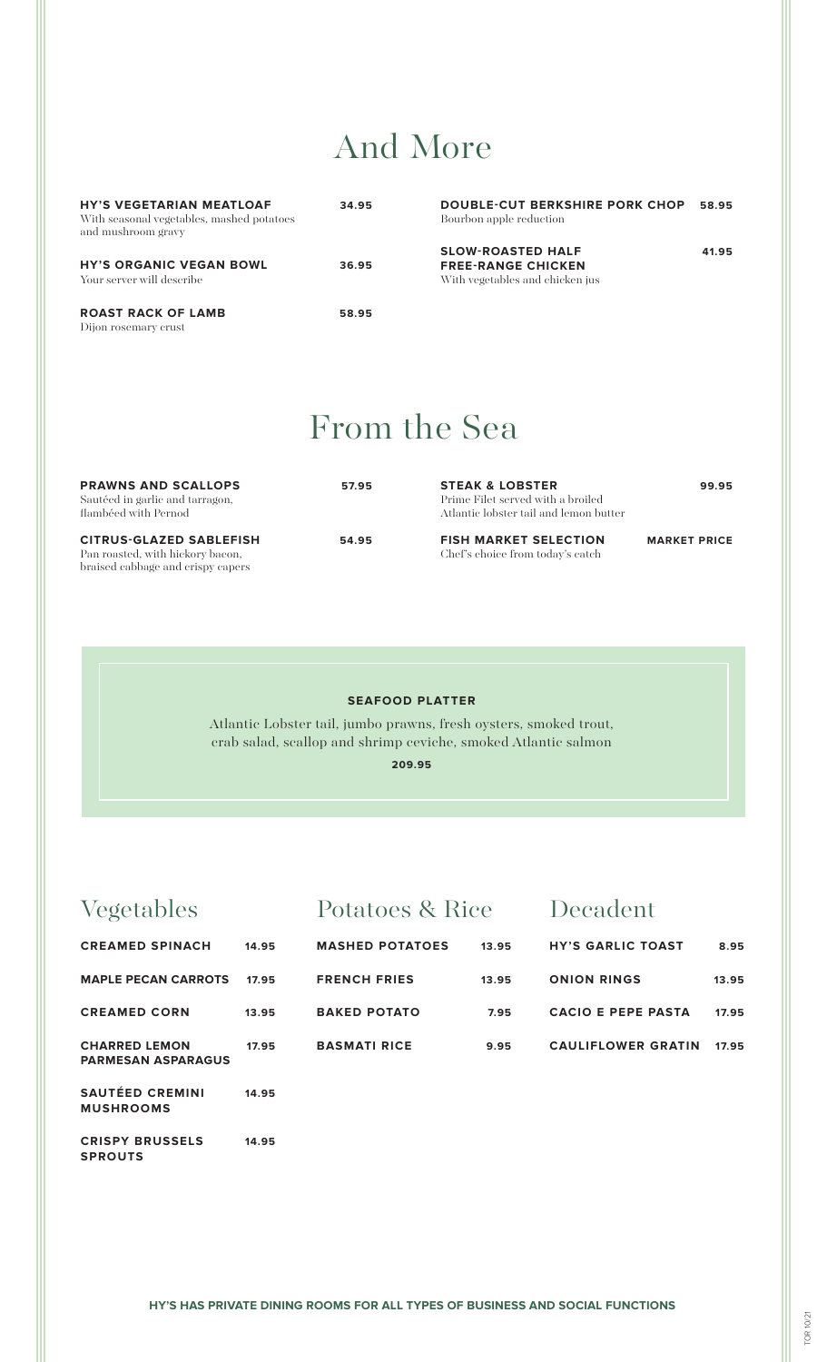# And More

**HY'S VEGETARIAN MEATLOAF** 34.95
With seasonal vegetables, mashed potatoes and mushroom gravy

**HY'S ORGANIC VEGAN BOWL** 36.95
Your server will describe

**ROAST RACK OF LAMB** 58.95
Dijon rosemary crust

**DOUBLE-CUT BERKSHIRE PORK CHOP** 58.95
Bourbon apple reduction

**SLOW-ROASTED HALF FREE-RANGE CHICKEN** 41.95
With vegetables and chicken jus

# From the Sea

**PRAWNS AND SCALLOPS** 57.95
Sautéed in garlic and tarragon, flambéed with Pernod

**CITRUS-GLAZED SABLEFISH** 54.95
Pan roasted, with hickory bacon, braised cabbage and crispy capers

**STEAK & LOBSTER** 99.95
Prime Filet served with a broiled Atlantic lobster tail and lemon butter

**FISH MARKET SELECTION** MARKET PRICE
Chef's choice from today's catch

**SEAFOOD PLATTER**

Atlantic Lobster tail, jumbo prawns, fresh oysters, smoked trout, crab salad, scallop and shrimp ceviche, smoked Atlantic salmon

**209.95**

## Vegetables

| | |
|---|---|
| **CREAMED SPINACH** | 14.95 |
| **MAPLE PECAN CARROTS** | 17.95 |
| **CREAMED CORN** | 13.95 |
| **CHARRED LEMON PARMESAN ASPARAGUS** | 17.95 |
| **SAUTÉED CREMINI MUSHROOMS** | 14.95 |
| **CRISPY BRUSSELS SPROUTS** | 14.95 |

## Potatoes & Rice

| | |
|---|---|
| **MASHED POTATOES** | 13.95 |
| **FRENCH FRIES** | 13.95 |
| **BAKED POTATO** | 7.95 |
| **BASMATI RICE** | 9.95 |

## Decadent

| | |
|---|---|
| **HY'S GARLIC TOAST** | 8.95 |
| **ONION RINGS** | 13.95 |
| **CACIO E PEPE PASTA** | 17.95 |
| **CAULIFLOWER GRATIN** | 17.95 |

**HY'S HAS PRIVATE DINING ROOMS FOR ALL TYPES OF BUSINESS AND SOCIAL FUNCTIONS**

TOR 10/21